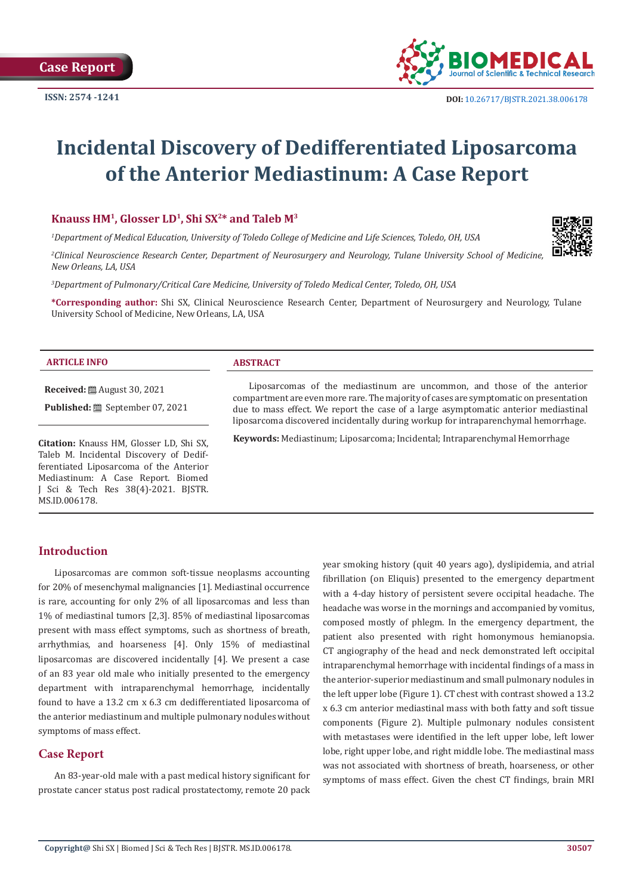Case Report

ISSN: 2574 -1241

DOI: 10.26717/BJSTR.2021.38.006178

# Incidental Discovery of Dedifferentiated Liposarcoma of the Anterior Mediastinum: A Case Report

**Knauss HM[1], Glosser LD[1], Shi SX[2]* and Taleb M[3]**

*[1]Department of Medical Education, University of Toledo College of Medicine and Life Sciences, Toledo, OH, USA*

*[2]Clinical Neuroscience Research Center, Department of Neurosurgery and Neurology, Tulane University School of Medicine, New Orleans, LA, USA*

*[3]Department of Pulmonary/Critical Care Medicine, University of Toledo Medical Center, Toledo, OH, USA*

**\*Corresponding author:** Shi SX, Clinical Neuroscience Research Center, Department of Neurosurgery and Neurology, Tulane University School of Medicine, New Orleans, LA, USA

**ARTICLE INFO**

**Received:** August 30, 2021

**Published:** September 07, 2021

**Citation:** Knauss HM, Glosser LD, Shi SX, Taleb M. Incidental Discovery of Dedifferentiated Liposarcoma of the Anterior Mediastinum: A Case Report. Biomed J Sci & Tech Res 38(4)-2021. BJSTR. MS.ID.006178.

**ABSTRACT**

Liposarcomas of the mediastinum are uncommon, and those of the anterior compartment are even more rare. The majority of cases are symptomatic on presentation due to mass effect. We report the case of a large asymptomatic anterior mediastinal liposarcoma discovered incidentally during workup for intraparenchymal hemorrhage.

**Keywords:** Mediastinum; Liposarcoma; Incidental; Intraparenchymal Hemorrhage

## Introduction

Liposarcomas are common soft-tissue neoplasms accounting for 20% of mesenchymal malignancies [1]. Mediastinal occurrence is rare, accounting for only 2% of all liposarcomas and less than 1% of mediastinal tumors [2,3]. 85% of mediastinal liposarcomas present with mass effect symptoms, such as shortness of breath, arrhythmias, and hoarseness [4]. Only 15% of mediastinal liposarcomas are discovered incidentally [4]. We present a case of an 83 year old male who initially presented to the emergency department with intraparenchymal hemorrhage, incidentally found to have a 13.2 cm x 6.3 cm dedifferentiated liposarcoma of the anterior mediastinum and multiple pulmonary nodules without symptoms of mass effect.

## Case Report

An 83-year-old male with a past medical history significant for prostate cancer status post radical prostatectomy, remote 20 pack year smoking history (quit 40 years ago), dyslipidemia, and atrial fibrillation (on Eliquis) presented to the emergency department with a 4-day history of persistent severe occipital headache. The headache was worse in the mornings and accompanied by vomitus, composed mostly of phlegm. In the emergency department, the patient also presented with right homonymous hemianopsia. CT angiography of the head and neck demonstrated left occipital intraparenchymal hemorrhage with incidental findings of a mass in the anterior-superior mediastinum and small pulmonary nodules in the left upper lobe (Figure 1). CT chest with contrast showed a 13.2 x 6.3 cm anterior mediastinal mass with both fatty and soft tissue components (Figure 2). Multiple pulmonary nodules consistent with metastases were identified in the left upper lobe, left lower lobe, right upper lobe, and right middle lobe. The mediastinal mass was not associated with shortness of breath, hoarseness, or other symptoms of mass effect. Given the chest CT findings, brain MRI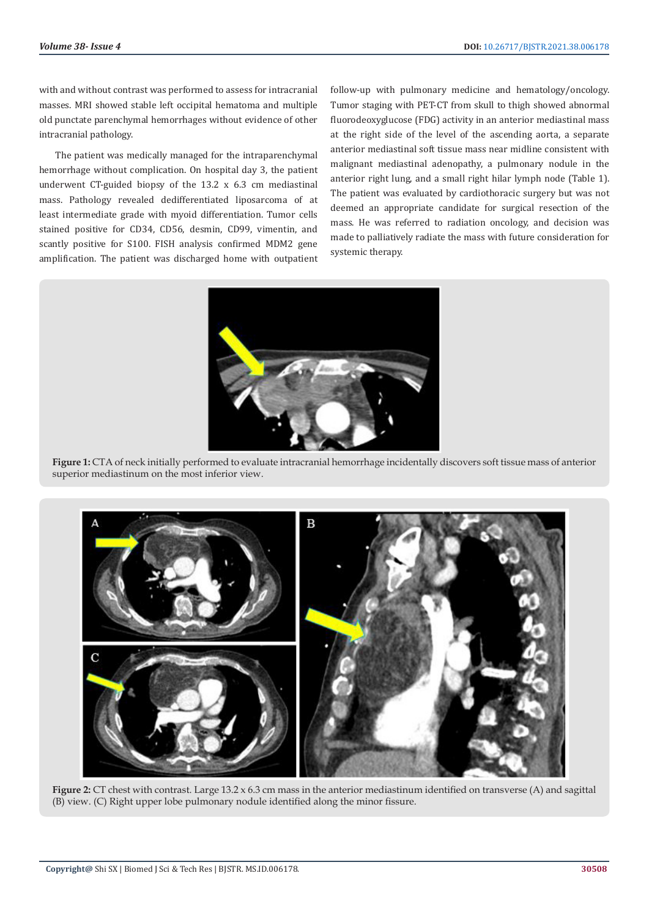with and without contrast was performed to assess for intracranial masses. MRI showed stable left occipital hematoma and multiple old punctate parenchymal hemorrhages without evidence of other intracranial pathology.

The patient was medically managed for the intraparenchymal hemorrhage without complication. On hospital day 3, the patient underwent CT-guided biopsy of the 13.2 x 6.3 cm mediastinal mass. Pathology revealed dedifferentiated liposarcoma of at least intermediate grade with myoid differentiation. Tumor cells stained positive for CD34, CD56, desmin, CD99, vimentin, and scantly positive for S100. FISH analysis confirmed MDM2 gene amplification. The patient was discharged home with outpatient follow-up with pulmonary medicine and hematology/oncology. Tumor staging with PET-CT from skull to thigh showed abnormal fluorodeoxyglucose (FDG) activity in an anterior mediastinal mass at the right side of the level of the ascending aorta, a separate anterior mediastinal soft tissue mass near midline consistent with malignant mediastinal adenopathy, a pulmonary nodule in the anterior right lung, and a small right hilar lymph node (Table 1). The patient was evaluated by cardiothoracic surgery but was not deemed an appropriate candidate for surgical resection of the mass. He was referred to radiation oncology, and decision was made to palliatively radiate the mass with future consideration for systemic therapy.

**Figure 1:** CTA of neck initially performed to evaluate intracranial hemorrhage incidentally discovers soft tissue mass of anterior superior mediastinum on the most inferior view.

**Figure 2:** CT chest with contrast. Large 13.2 x 6.3 cm mass in the anterior mediastinum identified on transverse (A) and sagittal (B) view. (C) Right upper lobe pulmonary nodule identified along the minor fissure.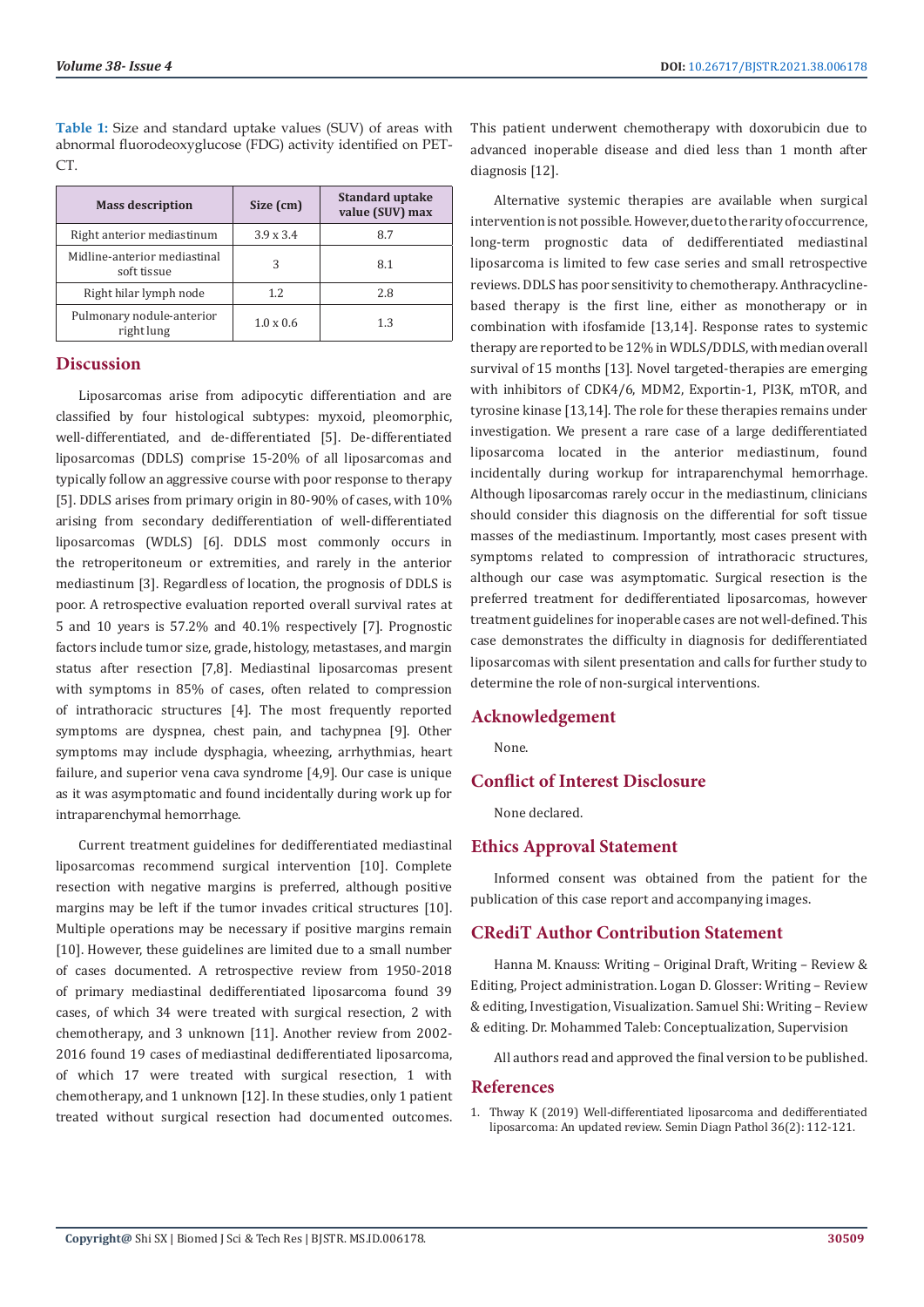**Table 1:** Size and standard uptake values (SUV) of areas with abnormal fluorodeoxyglucose (FDG) activity identified on PET-CT.

| Mass description | Size (cm) | Standard uptake value (SUV) max |
|---|---|---|
| Right anterior mediastinum | 3.9 x 3.4 | 8.7 |
| Midline-anterior mediastinal soft tissue | 3 | 8.1 |
| Right hilar lymph node | 1.2 | 2.8 |
| Pulmonary nodule-anterior right lung | 1.0 x 0.6 | 1.3 |

## Discussion

Liposarcomas arise from adipocytic differentiation and are classified by four histological subtypes: myxoid, pleomorphic, well-differentiated, and de-differentiated [5]. De-differentiated liposarcomas (DDLS) comprise 15-20% of all liposarcomas and typically follow an aggressive course with poor response to therapy [5]. DDLS arises from primary origin in 80-90% of cases, with 10% arising from secondary dedifferentiation of well-differentiated liposarcomas (WDLS) [6]. DDLS most commonly occurs in the retroperitoneum or extremities, and rarely in the anterior mediastinum [3]. Regardless of location, the prognosis of DDLS is poor. A retrospective evaluation reported overall survival rates at 5 and 10 years is 57.2% and 40.1% respectively [7]. Prognostic factors include tumor size, grade, histology, metastases, and margin status after resection [7,8]. Mediastinal liposarcomas present with symptoms in 85% of cases, often related to compression of intrathoracic structures [4]. The most frequently reported symptoms are dyspnea, chest pain, and tachypnea [9]. Other symptoms may include dysphagia, wheezing, arrhythmias, heart failure, and superior vena cava syndrome [4,9]. Our case is unique as it was asymptomatic and found incidentally during work up for intraparenchymal hemorrhage.

Current treatment guidelines for dedifferentiated mediastinal liposarcomas recommend surgical intervention [10]. Complete resection with negative margins is preferred, although positive margins may be left if the tumor invades critical structures [10]. Multiple operations may be necessary if positive margins remain [10]. However, these guidelines are limited due to a small number of cases documented. A retrospective review from 1950-2018 of primary mediastinal dedifferentiated liposarcoma found 39 cases, of which 34 were treated with surgical resection, 2 with chemotherapy, and 3 unknown [11]. Another review from 2002-2016 found 19 cases of mediastinal dedifferentiated liposarcoma, of which 17 were treated with surgical resection, 1 with chemotherapy, and 1 unknown [12]. In these studies, only 1 patient treated without surgical resection had documented outcomes. This patient underwent chemotherapy with doxorubicin due to advanced inoperable disease and died less than 1 month after diagnosis [12].

Alternative systemic therapies are available when surgical intervention is not possible. However, due to the rarity of occurrence, long-term prognostic data of dedifferentiated mediastinal liposarcoma is limited to few case series and small retrospective reviews. DDLS has poor sensitivity to chemotherapy. Anthracycline-based therapy is the first line, either as monotherapy or in combination with ifosfamide [13,14]. Response rates to systemic therapy are reported to be 12% in WDLS/DDLS, with median overall survival of 15 months [13]. Novel targeted-therapies are emerging with inhibitors of CDK4/6, MDM2, Exportin-1, PI3K, mTOR, and tyrosine kinase [13,14]. The role for these therapies remains under investigation. We present a rare case of a large dedifferentiated liposarcoma located in the anterior mediastinum, found incidentally during workup for intraparenchymal hemorrhage. Although liposarcomas rarely occur in the mediastinum, clinicians should consider this diagnosis on the differential for soft tissue masses of the mediastinum. Importantly, most cases present with symptoms related to compression of intrathoracic structures, although our case was asymptomatic. Surgical resection is the preferred treatment for dedifferentiated liposarcomas, however treatment guidelines for inoperable cases are not well-defined. This case demonstrates the difficulty in diagnosis for dedifferentiated liposarcomas with silent presentation and calls for further study to determine the role of non-surgical interventions.

## Acknowledgement

None.

## Conflict of Interest Disclosure

None declared.

## Ethics Approval Statement

Informed consent was obtained from the patient for the publication of this case report and accompanying images.

## CRediT Author Contribution Statement

Hanna M. Knauss: Writing – Original Draft, Writing – Review & Editing, Project administration. Logan D. Glosser: Writing – Review & editing, Investigation, Visualization. Samuel Shi: Writing – Review & editing. Dr. Mohammed Taleb: Conceptualization, Supervision

All authors read and approved the final version to be published.

## References

1. Thway K (2019) Well-differentiated liposarcoma and dedifferentiated liposarcoma: An updated review. Semin Diagn Pathol 36(2): 112-121.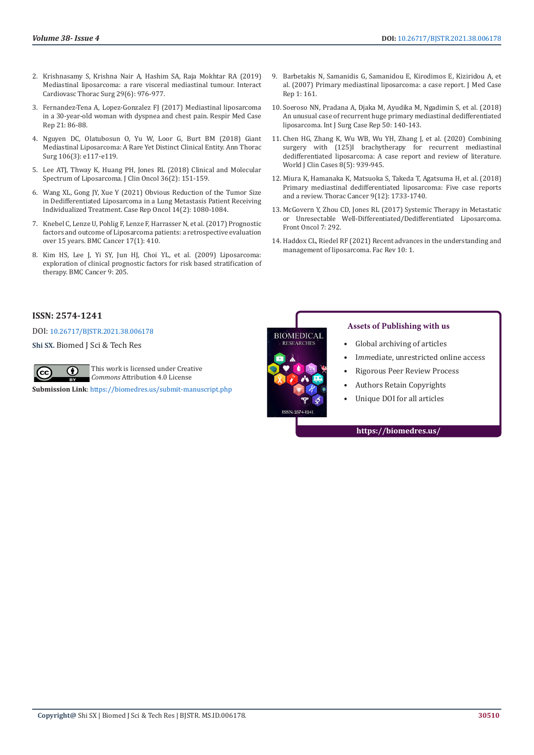2. Krishnasamy S, Krishna Nair A, Hashim SA, Raja Mokhtar RA (2019) Mediastinal liposarcoma: a rare visceral mediastinal tumour. Interact Cardiovasc Thorac Surg 29(6): 976-977.
3. Fernandez-Tena A, Lopez-Gonzalez FJ (2017) Mediastinal liposarcoma in a 30-year-old woman with dyspnea and chest pain. Respir Med Case Rep 21: 86-88.
4. Nguyen DC, Olatubosun O, Yu W, Loor G, Burt BM (2018) Giant Mediastinal Liposarcoma: A Rare Yet Distinct Clinical Entity. Ann Thorac Surg 106(3): e117-e119.
5. Lee ATJ, Thway K, Huang PH, Jones RL (2018) Clinical and Molecular Spectrum of Liposarcoma. J Clin Oncol 36(2): 151-159.
6. Wang XL, Gong JY, Xue Y (2021) Obvious Reduction of the Tumor Size in Dedifferentiated Liposarcoma in a Lung Metastasis Patient Receiving Individualized Treatment. Case Rep Oncol 14(2): 1080-1084.
7. Knebel C, Lenze U, Pohlig F, Lenze F, Harrasser N, et al. (2017) Prognostic factors and outcome of Liposarcoma patients: a retrospective evaluation over 15 years. BMC Cancer 17(1): 410.
8. Kim HS, Lee J, Yi SY, Jun HJ, Choi YL, et al. (2009) Liposarcoma: exploration of clinical prognostic factors for risk based stratification of therapy. BMC Cancer 9: 205.
9. Barbetakis N, Samanidis G, Samanidou E, Kirodimos E, Kiziridou A, et al. (2007) Primary mediastinal liposarcoma: a case report. J Med Case Rep 1: 161.
10. Soeroso NN, Pradana A, Djaka M, Ayudika M, Ngadimin S, et al. (2018) An unusual case of recurrent huge primary mediastinal dedifferentiated liposarcoma. Int J Surg Case Rep 50: 140-143.
11. Chen HG, Zhang K, Wu WB, Wu YH, Zhang J, et al. (2020) Combining surgery with (125)I brachytherapy for recurrent mediastinal dedifferentiated liposarcoma: A case report and review of literature. World J Clin Cases 8(5): 939-945.
12. Miura K, Hamanaka K, Matsuoka S, Takeda T, Agatsuma H, et al. (2018) Primary mediastinal dedifferentiated liposarcoma: Five case reports and a review. Thorac Cancer 9(12): 1733-1740.
13. McGovern Y, Zhou CD, Jones RL (2017) Systemic Therapy in Metastatic or Unresectable Well-Differentiated/Dedifferentiated Liposarcoma. Front Oncol 7: 292.
14. Haddox CL, Riedel RF (2021) Recent advances in the understanding and management of liposarcoma. Fac Rev 10: 1.

**ISSN: 2574-1241**

DOI: 10.26717/BJSTR.2021.38.006178

**Shi SX.** Biomed J Sci & Tech Res

This work is licensed under Creative *Commons* Attribution 4.0 License

**Submission Link**: https://biomedres.us/submit-manuscript.php

**Assets of Publishing with us**

- Global archiving of articles
- Immediate, unrestricted online access
- Rigorous Peer Review Process
- Authors Retain Copyrights
- Unique DOI for all articles

**https://biomedres.us/**